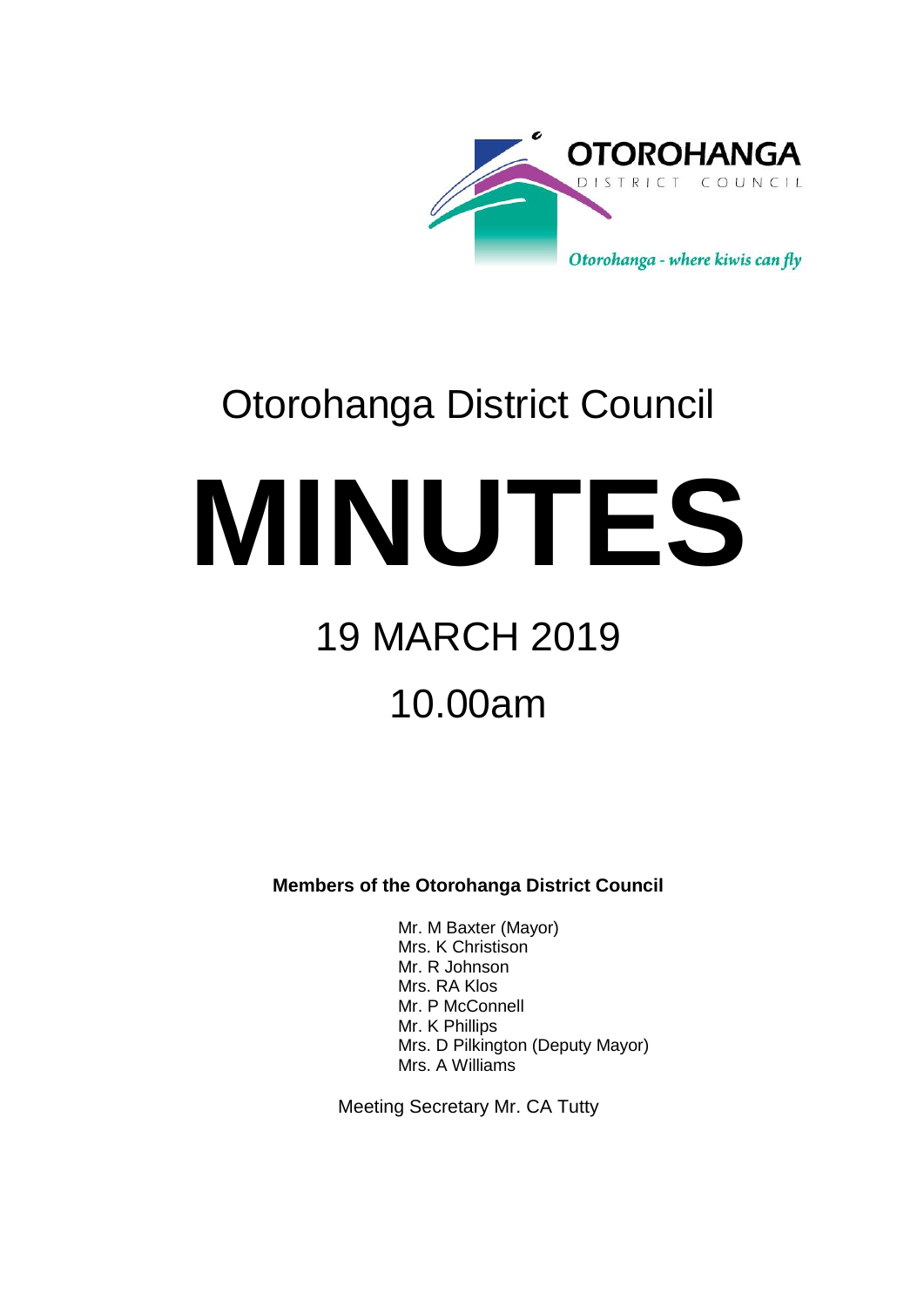OTOROHANGA

DISTRICT COUNCIL

*Otorohanga - where kiwis can fly*

# Otorohanga District Council

# MINUTES

## 19 MARCH 2019

## 10.00am

**Members of the Otorohanga District Council**

Mr. M Baxter (Mayor)
Mrs. K Christison
Mr. R Johnson
Mrs. RA Klos
Mr. P McConnell
Mr. K Phillips
Mrs. D Pilkington (Deputy Mayor)
Mrs. A Williams

Meeting Secretary Mr. CA Tutty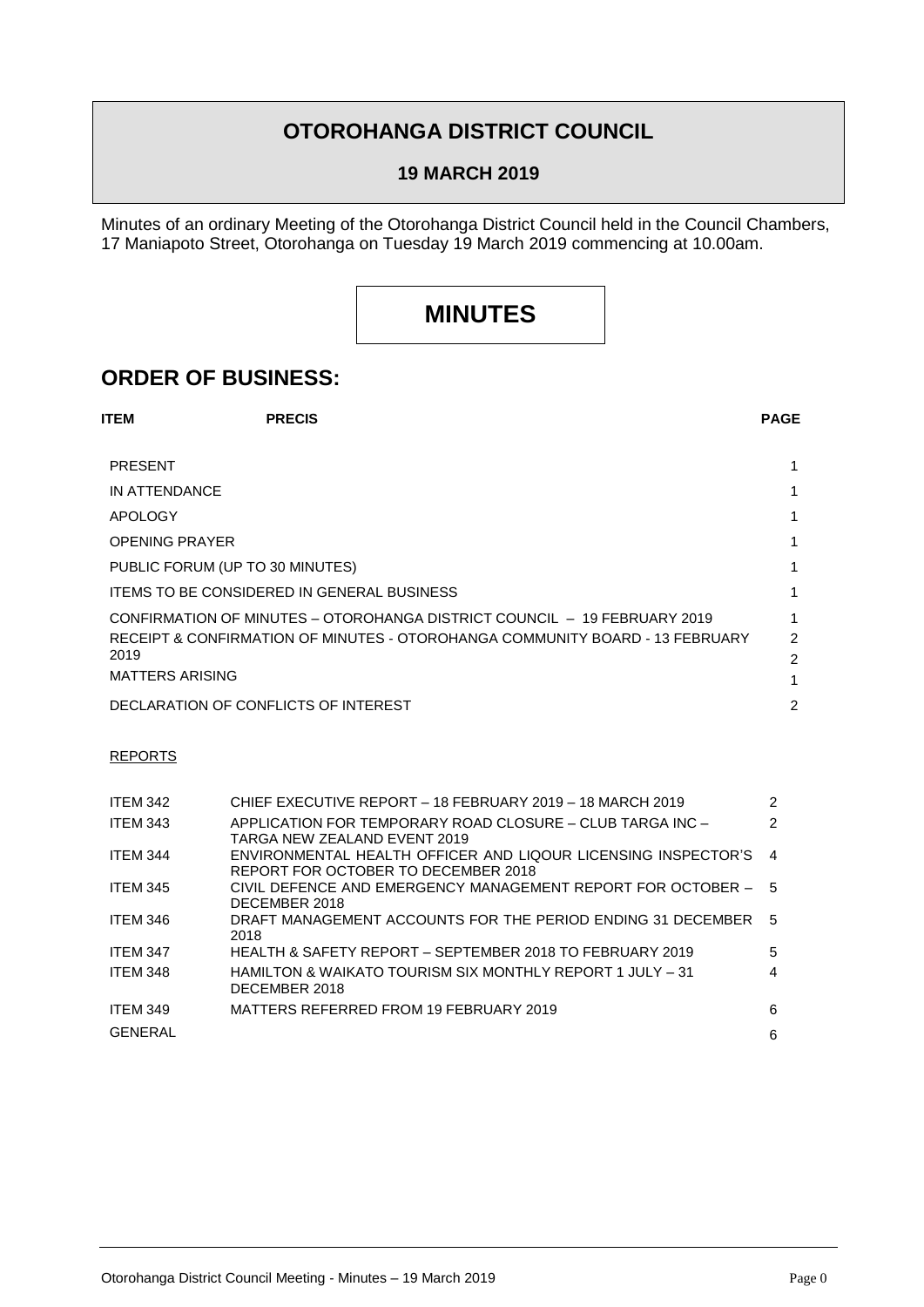# OTOROHANGA DISTRICT COUNCIL

## 19 MARCH 2019

Minutes of an ordinary Meeting of the Otorohanga District Council held in the Council Chambers, 17 Maniapoto Street, Otorohanga on Tuesday 19 March 2019 commencing at 10.00am.

# MINUTES

## ORDER OF BUSINESS:

| ITEM | PRECIS | PAGE |
|---|---|---|
| PRESENT | | 1 |
| IN ATTENDANCE | | 1 |
| APOLOGY | | 1 |
| OPENING PRAYER | | 1 |
| PUBLIC FORUM (UP TO 30 MINUTES) | | 1 |
| ITEMS TO BE CONSIDERED IN GENERAL BUSINESS | | 1 |
| CONFIRMATION OF MINUTES – OTOROHANGA DISTRICT COUNCIL – 19 FEBRUARY 2019 | | 1 |
| RECEIPT & CONFIRMATION OF MINUTES - OTOROHANGA COMMUNITY BOARD - 13 FEBRUARY 2019 | | 2<br>2 |
| MATTERS ARISING | | 1 |
| DECLARATION OF CONFLICTS OF INTEREST | | 2 |

REPORTS

| ITEM | PRECIS | PAGE |
|---|---|---|
| ITEM 342 | CHIEF EXECUTIVE REPORT – 18 FEBRUARY 2019 – 18 MARCH 2019 | 2 |
| ITEM 343 | APPLICATION FOR TEMPORARY ROAD CLOSURE – CLUB TARGA INC – TARGA NEW ZEALAND EVENT 2019 | 2 |
| ITEM 344 | ENVIRONMENTAL HEALTH OFFICER AND LIQOUR LICENSING INSPECTOR'S REPORT FOR OCTOBER TO DECEMBER 2018 | 4 |
| ITEM 345 | CIVIL DEFENCE AND EMERGENCY MANAGEMENT REPORT FOR OCTOBER – DECEMBER 2018 | 5 |
| ITEM 346 | DRAFT MANAGEMENT ACCOUNTS FOR THE PERIOD ENDING 31 DECEMBER 2018 | 5 |
| ITEM 347 | HEALTH & SAFETY REPORT – SEPTEMBER 2018 TO FEBRUARY 2019 | 5 |
| ITEM 348 | HAMILTON & WAIKATO TOURISM SIX MONTHLY REPORT 1 JULY – 31 DECEMBER 2018 | 4 |
| ITEM 349 | MATTERS REFERRED FROM 19 FEBRUARY 2019 | 6 |
| GENERAL | | 6 |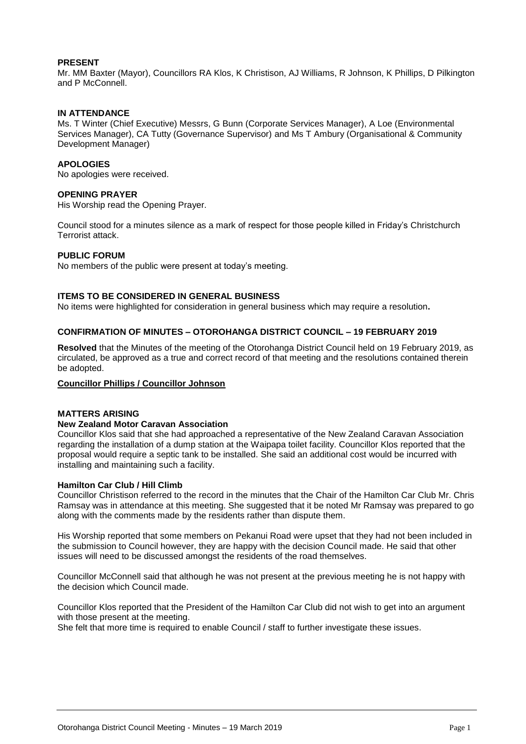**PRESENT**
Mr. MM Baxter (Mayor), Councillors RA Klos, K Christison, AJ Williams, R Johnson, K Phillips, D Pilkington and P McConnell.

**IN ATTENDANCE**
Ms. T Winter (Chief Executive) Messrs, G Bunn (Corporate Services Manager), A Loe (Environmental Services Manager), CA Tutty (Governance Supervisor) and Ms T Ambury (Organisational & Community Development Manager)

**APOLOGIES**
No apologies were received.

**OPENING PRAYER**
His Worship read the Opening Prayer.

Council stood for a minutes silence as a mark of respect for those people killed in Friday's Christchurch Terrorist attack.

**PUBLIC FORUM**
No members of the public were present at today's meeting.

**ITEMS TO BE CONSIDERED IN GENERAL BUSINESS**
No items were highlighted for consideration in general business which may require a resolution**.**

**CONFIRMATION OF MINUTES – OTOROHANGA DISTRICT COUNCIL – 19 FEBRUARY 2019**

**Resolved** that the Minutes of the meeting of the Otorohanga District Council held on 19 February 2019, as circulated, be approved as a true and correct record of that meeting and the resolutions contained therein be adopted.

**Councillor Phillips / Councillor Johnson**

**MATTERS ARISING**

**New Zealand Motor Caravan Association**
Councillor Klos said that she had approached a representative of the New Zealand Caravan Association regarding the installation of a dump station at the Waipapa toilet facility. Councillor Klos reported that the proposal would require a septic tank to be installed. She said an additional cost would be incurred with installing and maintaining such a facility.

**Hamilton Car Club / Hill Climb**
Councillor Christison referred to the record in the minutes that the Chair of the Hamilton Car Club Mr. Chris Ramsay was in attendance at this meeting. She suggested that it be noted Mr Ramsay was prepared to go along with the comments made by the residents rather than dispute them.

His Worship reported that some members on Pekanui Road were upset that they had not been included in the submission to Council however, they are happy with the decision Council made. He said that other issues will need to be discussed amongst the residents of the road themselves.

Councillor McConnell said that although he was not present at the previous meeting he is not happy with the decision which Council made.

Councillor Klos reported that the President of the Hamilton Car Club did not wish to get into an argument with those present at the meeting.
She felt that more time is required to enable Council / staff to further investigate these issues.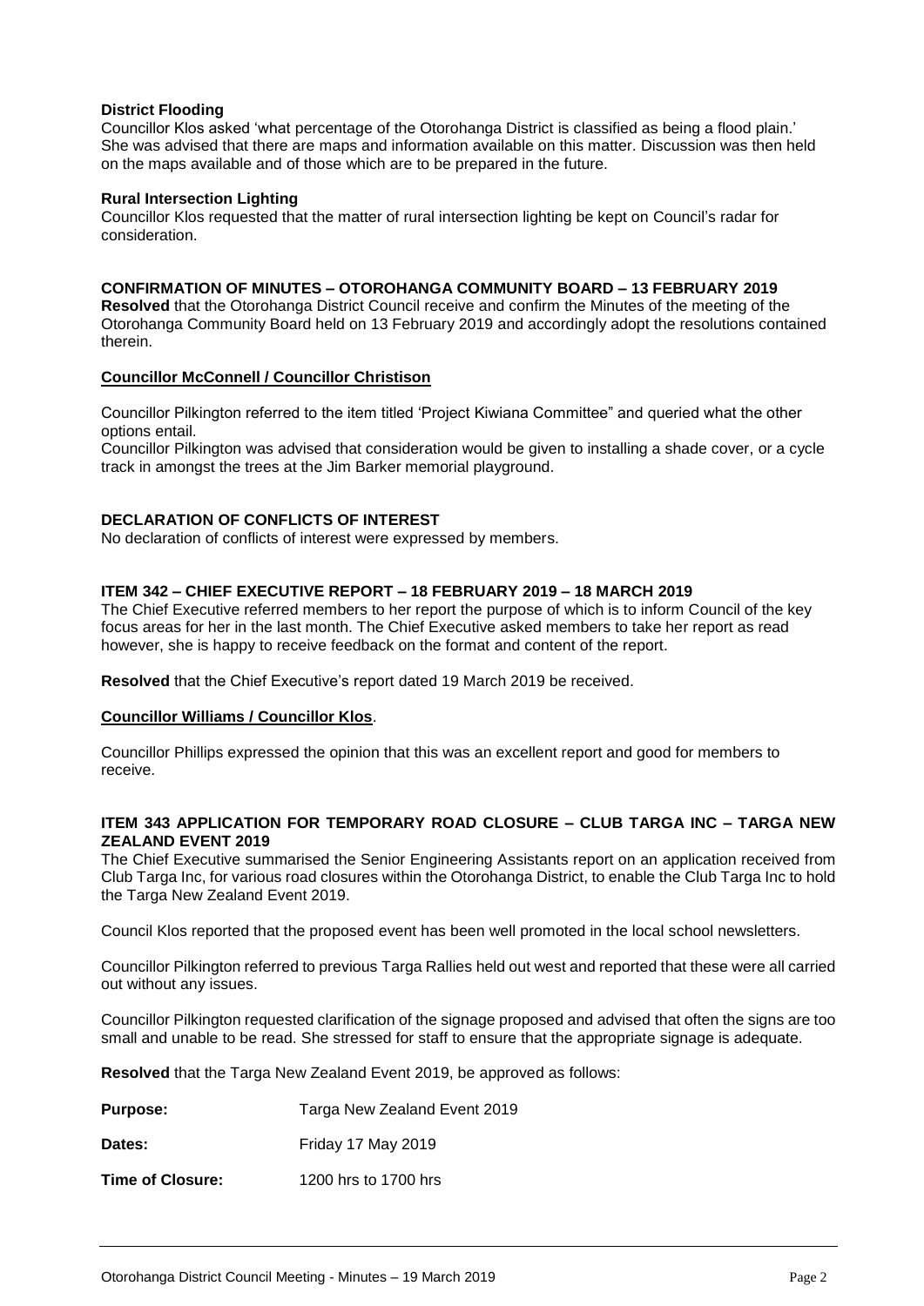**District Flooding**
Councillor Klos asked 'what percentage of the Otorohanga District is classified as being a flood plain.' She was advised that there are maps and information available on this matter. Discussion was then held on the maps available and of those which are to be prepared in the future.

**Rural Intersection Lighting**
Councillor Klos requested that the matter of rural intersection lighting be kept on Council's radar for consideration.

**CONFIRMATION OF MINUTES – OTOROHANGA COMMUNITY BOARD – 13 FEBRUARY 2019**
**Resolved** that the Otorohanga District Council receive and confirm the Minutes of the meeting of the Otorohanga Community Board held on 13 February 2019 and accordingly adopt the resolutions contained therein.

**Councillor McConnell / Councillor Christison**

Councillor Pilkington referred to the item titled 'Project Kiwiana Committee" and queried what the other options entail.
Councillor Pilkington was advised that consideration would be given to installing a shade cover, or a cycle track in amongst the trees at the Jim Barker memorial playground.

**DECLARATION OF CONFLICTS OF INTEREST**
No declaration of conflicts of interest were expressed by members.

**ITEM 342 – CHIEF EXECUTIVE REPORT – 18 FEBRUARY 2019 – 18 MARCH 2019**
The Chief Executive referred members to her report the purpose of which is to inform Council of the key focus areas for her in the last month. The Chief Executive asked members to take her report as read however, she is happy to receive feedback on the format and content of the report.

**Resolved** that the Chief Executive's report dated 19 March 2019 be received.

**Councillor Williams / Councillor Klos**.

Councillor Phillips expressed the opinion that this was an excellent report and good for members to receive.

**ITEM 343 APPLICATION FOR TEMPORARY ROAD CLOSURE – CLUB TARGA INC – TARGA NEW ZEALAND EVENT 2019**
The Chief Executive summarised the Senior Engineering Assistants report on an application received from Club Targa Inc, for various road closures within the Otorohanga District, to enable the Club Targa Inc to hold the Targa New Zealand Event 2019.

Council Klos reported that the proposed event has been well promoted in the local school newsletters.

Councillor Pilkington referred to previous Targa Rallies held out west and reported that these were all carried out without any issues.

Councillor Pilkington requested clarification of the signage proposed and advised that often the signs are too small and unable to be read. She stressed for staff to ensure that the appropriate signage is adequate.

**Resolved** that the Targa New Zealand Event 2019, be approved as follows:

**Purpose:** Targa New Zealand Event 2019

**Dates:** Friday 17 May 2019

**Time of Closure:** 1200 hrs to 1700 hrs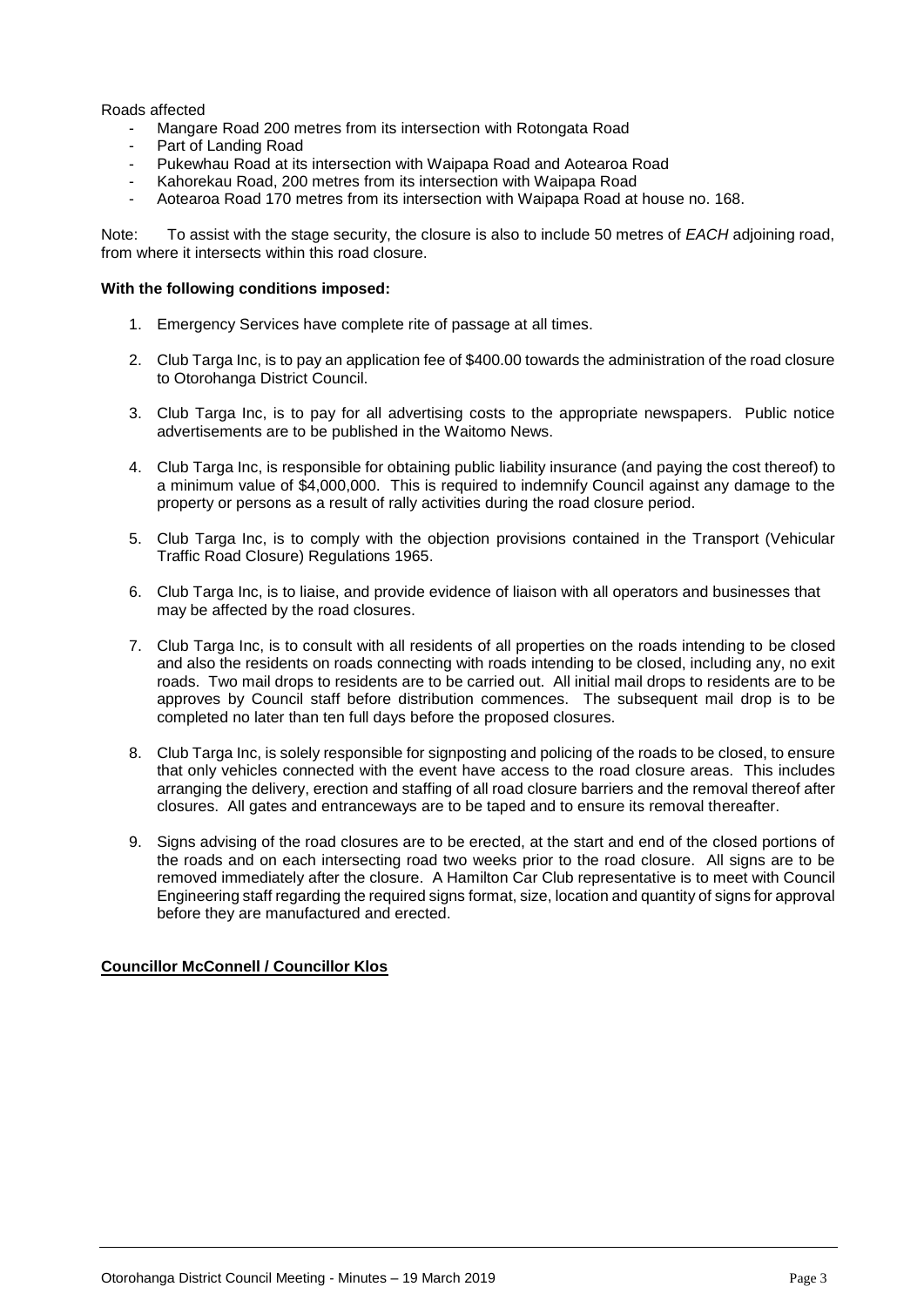Roads affected

- Mangare Road 200 metres from its intersection with Rotongata Road
- Part of Landing Road
- Pukewhau Road at its intersection with Waipapa Road and Aotearoa Road
- Kahorekau Road, 200 metres from its intersection with Waipapa Road
- Aotearoa Road 170 metres from its intersection with Waipapa Road at house no. 168.

Note: To assist with the stage security, the closure is also to include 50 metres of *EACH* adjoining road, from where it intersects within this road closure.

**With the following conditions imposed:**

1. Emergency Services have complete rite of passage at all times.

2. Club Targa Inc, is to pay an application fee of $400.00 towards the administration of the road closure to Otorohanga District Council.

3. Club Targa Inc, is to pay for all advertising costs to the appropriate newspapers. Public notice advertisements are to be published in the Waitomo News.

4. Club Targa Inc, is responsible for obtaining public liability insurance (and paying the cost thereof) to a minimum value of $4,000,000. This is required to indemnify Council against any damage to the property or persons as a result of rally activities during the road closure period.

5. Club Targa Inc, is to comply with the objection provisions contained in the Transport (Vehicular Traffic Road Closure) Regulations 1965.

6. Club Targa Inc, is to liaise, and provide evidence of liaison with all operators and businesses that may be affected by the road closures.

7. Club Targa Inc, is to consult with all residents of all properties on the roads intending to be closed and also the residents on roads connecting with roads intending to be closed, including any, no exit roads. Two mail drops to residents are to be carried out. All initial mail drops to residents are to be approves by Council staff before distribution commences. The subsequent mail drop is to be completed no later than ten full days before the proposed closures.

8. Club Targa Inc, is solely responsible for signposting and policing of the roads to be closed, to ensure that only vehicles connected with the event have access to the road closure areas. This includes arranging the delivery, erection and staffing of all road closure barriers and the removal thereof after closures. All gates and entranceways are to be taped and to ensure its removal thereafter.

9. Signs advising of the road closures are to be erected, at the start and end of the closed portions of the roads and on each intersecting road two weeks prior to the road closure. All signs are to be removed immediately after the closure. A Hamilton Car Club representative is to meet with Council Engineering staff regarding the required signs format, size, location and quantity of signs for approval before they are manufactured and erected.

**Councillor McConnell / Councillor Klos**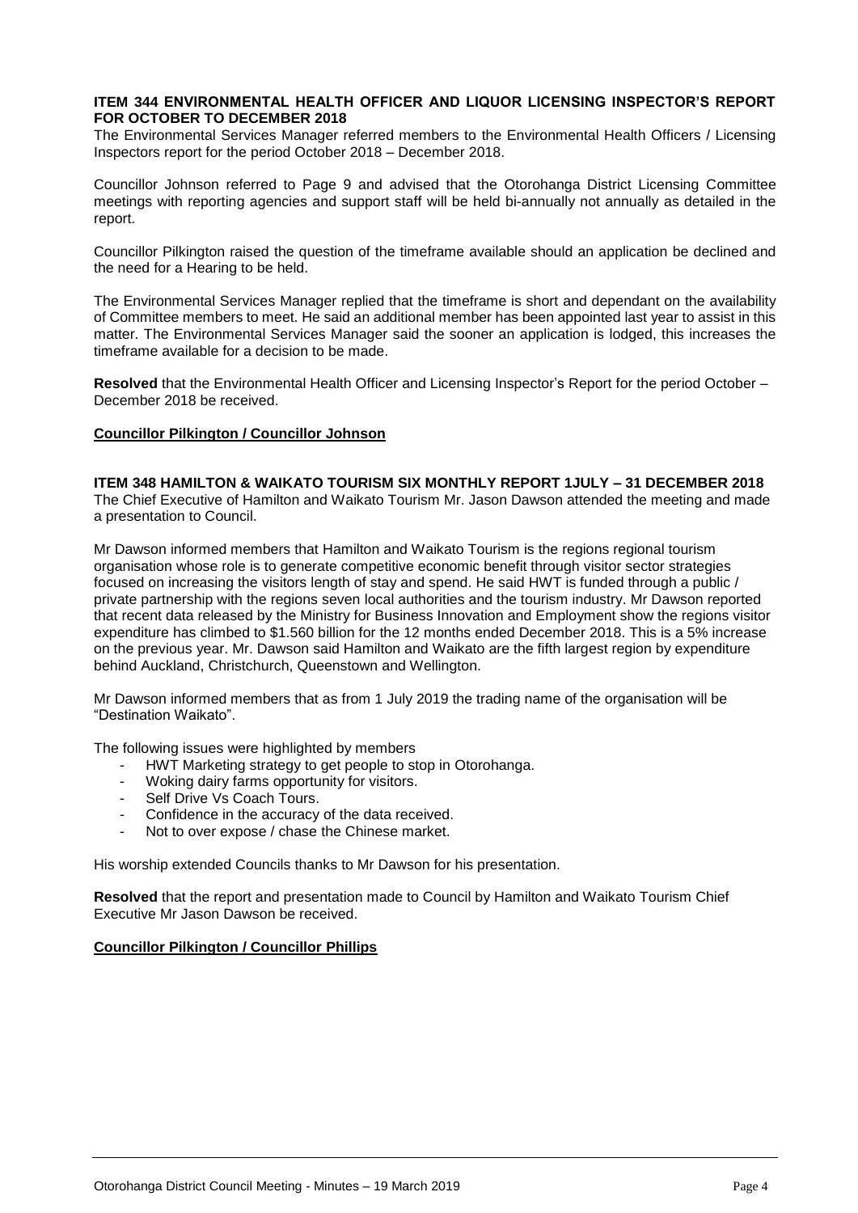**ITEM 344 ENVIRONMENTAL HEALTH OFFICER AND LIQUOR LICENSING INSPECTOR'S REPORT FOR OCTOBER TO DECEMBER 2018**

The Environmental Services Manager referred members to the Environmental Health Officers / Licensing Inspectors report for the period October 2018 – December 2018.

Councillor Johnson referred to Page 9 and advised that the Otorohanga District Licensing Committee meetings with reporting agencies and support staff will be held bi-annually not annually as detailed in the report.

Councillor Pilkington raised the question of the timeframe available should an application be declined and the need for a Hearing to be held.

The Environmental Services Manager replied that the timeframe is short and dependant on the availability of Committee members to meet. He said an additional member has been appointed last year to assist in this matter. The Environmental Services Manager said the sooner an application is lodged, this increases the timeframe available for a decision to be made.

**Resolved** that the Environmental Health Officer and Licensing Inspector's Report for the period October – December 2018 be received.

**Councillor Pilkington / Councillor Johnson**

**ITEM 348 HAMILTON & WAIKATO TOURISM SIX MONTHLY REPORT 1JULY – 31 DECEMBER 2018**

The Chief Executive of Hamilton and Waikato Tourism Mr. Jason Dawson attended the meeting and made a presentation to Council.

Mr Dawson informed members that Hamilton and Waikato Tourism is the regions regional tourism organisation whose role is to generate competitive economic benefit through visitor sector strategies focused on increasing the visitors length of stay and spend. He said HWT is funded through a public / private partnership with the regions seven local authorities and the tourism industry. Mr Dawson reported that recent data released by the Ministry for Business Innovation and Employment show the regions visitor expenditure has climbed to $1.560 billion for the 12 months ended December 2018. This is a 5% increase on the previous year. Mr. Dawson said Hamilton and Waikato are the fifth largest region by expenditure behind Auckland, Christchurch, Queenstown and Wellington.

Mr Dawson informed members that as from 1 July 2019 the trading name of the organisation will be "Destination Waikato".

The following issues were highlighted by members

- HWT Marketing strategy to get people to stop in Otorohanga.
- Woking dairy farms opportunity for visitors.
- Self Drive Vs Coach Tours.
- Confidence in the accuracy of the data received.
- Not to over expose / chase the Chinese market.

His worship extended Councils thanks to Mr Dawson for his presentation.

**Resolved** that the report and presentation made to Council by Hamilton and Waikato Tourism Chief Executive Mr Jason Dawson be received.

**Councillor Pilkington / Councillor Phillips**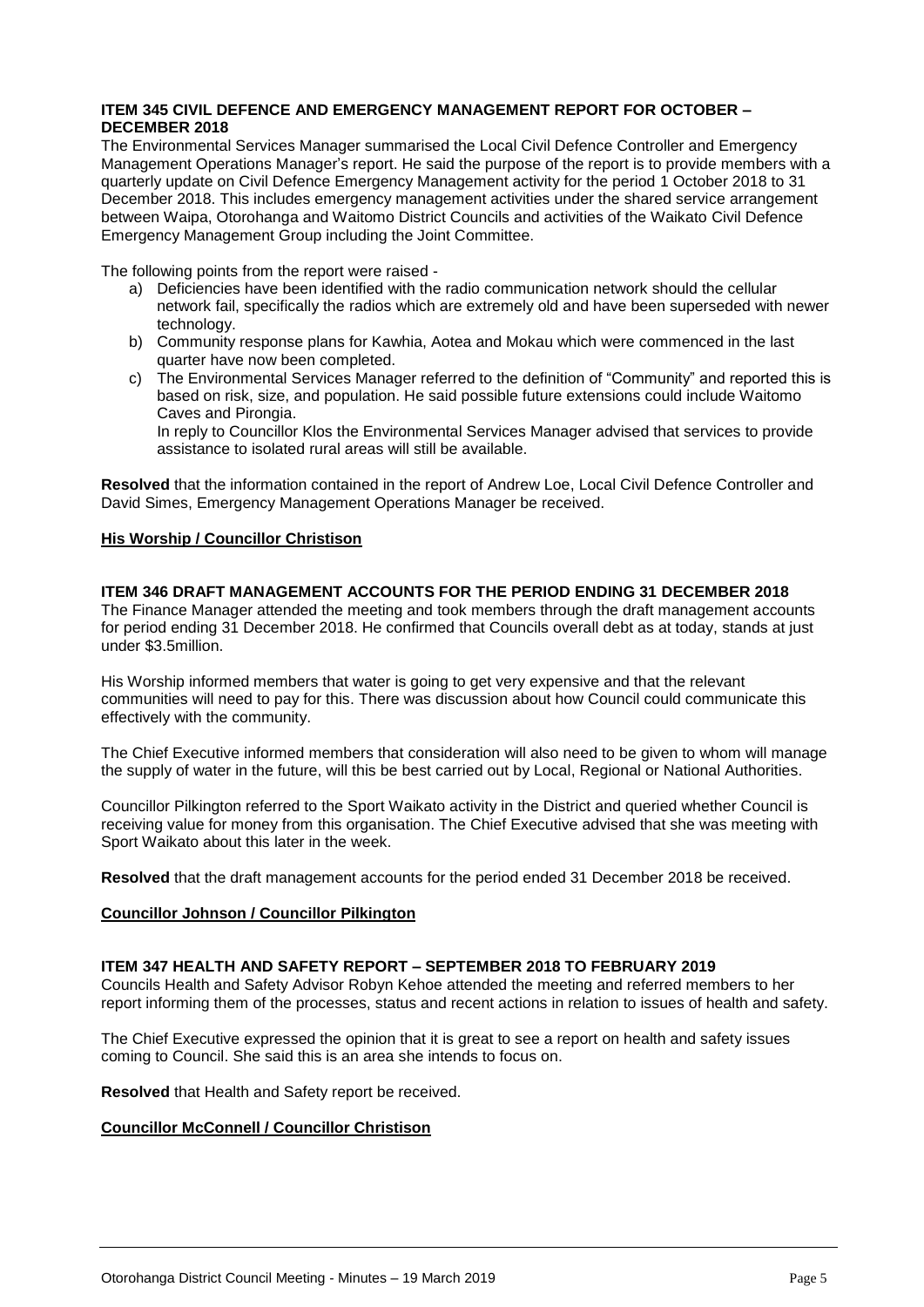**ITEM 345 CIVIL DEFENCE AND EMERGENCY MANAGEMENT REPORT FOR OCTOBER – DECEMBER 2018**

The Environmental Services Manager summarised the Local Civil Defence Controller and Emergency Management Operations Manager's report. He said the purpose of the report is to provide members with a quarterly update on Civil Defence Emergency Management activity for the period 1 October 2018 to 31 December 2018. This includes emergency management activities under the shared service arrangement between Waipa, Otorohanga and Waitomo District Councils and activities of the Waikato Civil Defence Emergency Management Group including the Joint Committee.

The following points from the report were raised -

a) Deficiencies have been identified with the radio communication network should the cellular network fail, specifically the radios which are extremely old and have been superseded with newer technology.
b) Community response plans for Kawhia, Aotea and Mokau which were commenced in the last quarter have now been completed.
c) The Environmental Services Manager referred to the definition of "Community" and reported this is based on risk, size, and population. He said possible future extensions could include Waitomo Caves and Pirongia.
   In reply to Councillor Klos the Environmental Services Manager advised that services to provide assistance to isolated rural areas will still be available.

**Resolved** that the information contained in the report of Andrew Loe, Local Civil Defence Controller and David Simes, Emergency Management Operations Manager be received.

**His Worship / Councillor Christison**

**ITEM 346 DRAFT MANAGEMENT ACCOUNTS FOR THE PERIOD ENDING 31 DECEMBER 2018**

The Finance Manager attended the meeting and took members through the draft management accounts for period ending 31 December 2018. He confirmed that Councils overall debt as at today, stands at just under $3.5million.

His Worship informed members that water is going to get very expensive and that the relevant communities will need to pay for this. There was discussion about how Council could communicate this effectively with the community.

The Chief Executive informed members that consideration will also need to be given to whom will manage the supply of water in the future, will this be best carried out by Local, Regional or National Authorities.

Councillor Pilkington referred to the Sport Waikato activity in the District and queried whether Council is receiving value for money from this organisation. The Chief Executive advised that she was meeting with Sport Waikato about this later in the week.

**Resolved** that the draft management accounts for the period ended 31 December 2018 be received.

**Councillor Johnson / Councillor Pilkington**

**ITEM 347 HEALTH AND SAFETY REPORT – SEPTEMBER 2018 TO FEBRUARY 2019**

Councils Health and Safety Advisor Robyn Kehoe attended the meeting and referred members to her report informing them of the processes, status and recent actions in relation to issues of health and safety.

The Chief Executive expressed the opinion that it is great to see a report on health and safety issues coming to Council. She said this is an area she intends to focus on.

**Resolved** that Health and Safety report be received.

**Councillor McConnell / Councillor Christison**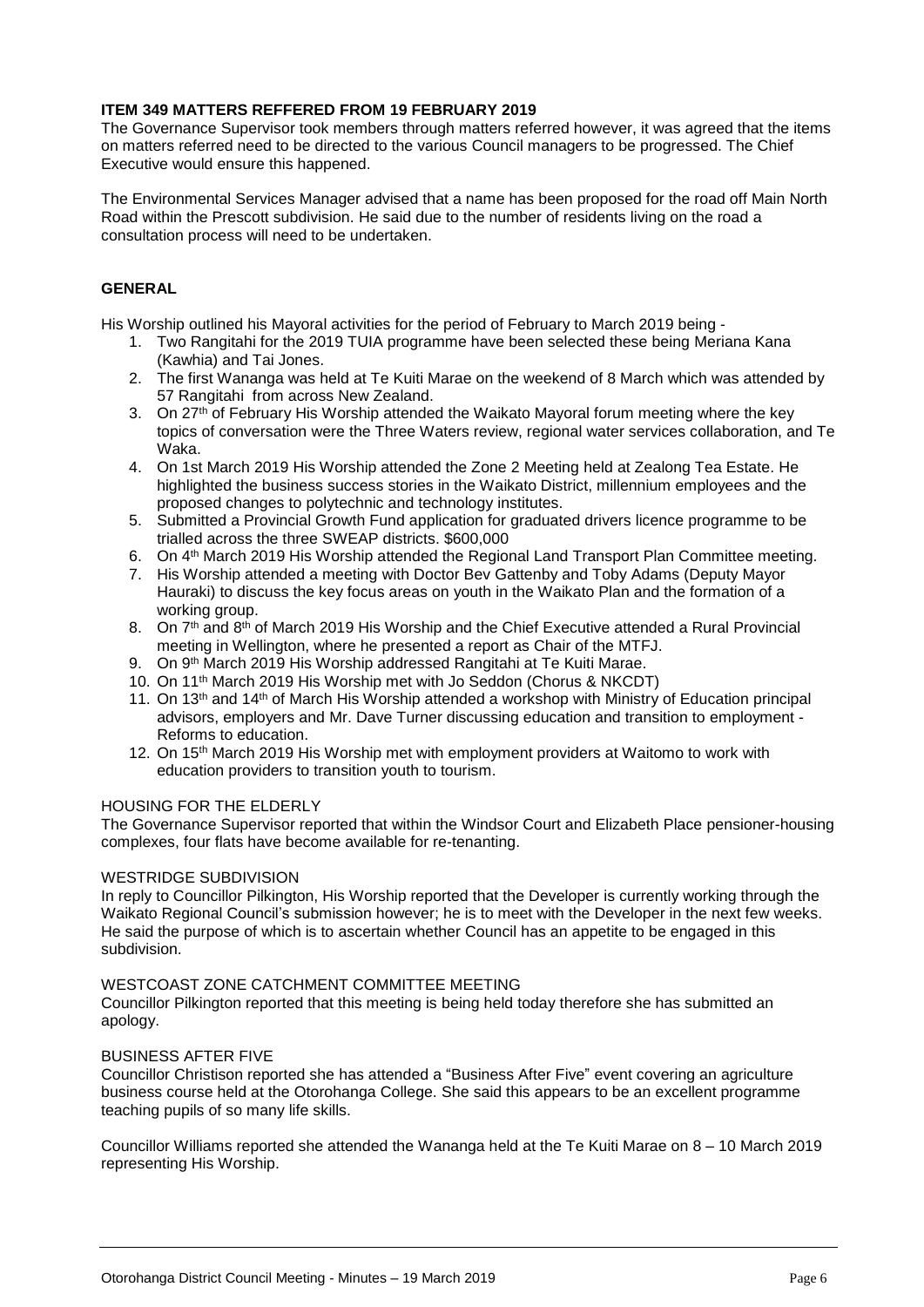**ITEM 349 MATTERS REFFERED FROM 19 FEBRUARY 2019**

The Governance Supervisor took members through matters referred however, it was agreed that the items on matters referred need to be directed to the various Council managers to be progressed. The Chief Executive would ensure this happened.

The Environmental Services Manager advised that a name has been proposed for the road off Main North Road within the Prescott subdivision. He said due to the number of residents living on the road a consultation process will need to be undertaken.

**GENERAL**

His Worship outlined his Mayoral activities for the period of February to March 2019 being -

1. Two Rangitahi for the 2019 TUIA programme have been selected these being Meriana Kana (Kawhia) and Tai Jones.
2. The first Wananga was held at Te Kuiti Marae on the weekend of 8 March which was attended by 57 Rangitahi from across New Zealand.
3. On 27th of February His Worship attended the Waikato Mayoral forum meeting where the key topics of conversation were the Three Waters review, regional water services collaboration, and Te Waka.
4. On 1st March 2019 His Worship attended the Zone 2 Meeting held at Zealong Tea Estate. He highlighted the business success stories in the Waikato District, millennium employees and the proposed changes to polytechnic and technology institutes.
5. Submitted a Provincial Growth Fund application for graduated drivers licence programme to be trialled across the three SWEAP districts. $600,000
6. On 4th March 2019 His Worship attended the Regional Land Transport Plan Committee meeting.
7. His Worship attended a meeting with Doctor Bev Gattenby and Toby Adams (Deputy Mayor Hauraki) to discuss the key focus areas on youth in the Waikato Plan and the formation of a working group.
8. On 7th and 8th of March 2019 His Worship and the Chief Executive attended a Rural Provincial meeting in Wellington, where he presented a report as Chair of the MTFJ.
9. On 9th March 2019 His Worship addressed Rangitahi at Te Kuiti Marae.
10. On 11th March 2019 His Worship met with Jo Seddon (Chorus & NKCDT)
11. On 13th and 14th of March His Worship attended a workshop with Ministry of Education principal advisors, employers and Mr. Dave Turner discussing education and transition to employment - Reforms to education.
12. On 15th March 2019 His Worship met with employment providers at Waitomo to work with education providers to transition youth to tourism.

HOUSING FOR THE ELDERLY

The Governance Supervisor reported that within the Windsor Court and Elizabeth Place pensioner-housing complexes, four flats have become available for re-tenanting.

WESTRIDGE SUBDIVISION

In reply to Councillor Pilkington, His Worship reported that the Developer is currently working through the Waikato Regional Council's submission however; he is to meet with the Developer in the next few weeks. He said the purpose of which is to ascertain whether Council has an appetite to be engaged in this subdivision.

WESTCOAST ZONE CATCHMENT COMMITTEE MEETING

Councillor Pilkington reported that this meeting is being held today therefore she has submitted an apology.

BUSINESS AFTER FIVE

Councillor Christison reported she has attended a "Business After Five" event covering an agriculture business course held at the Otorohanga College. She said this appears to be an excellent programme teaching pupils of so many life skills.

Councillor Williams reported she attended the Wananga held at the Te Kuiti Marae on 8 – 10 March 2019 representing His Worship.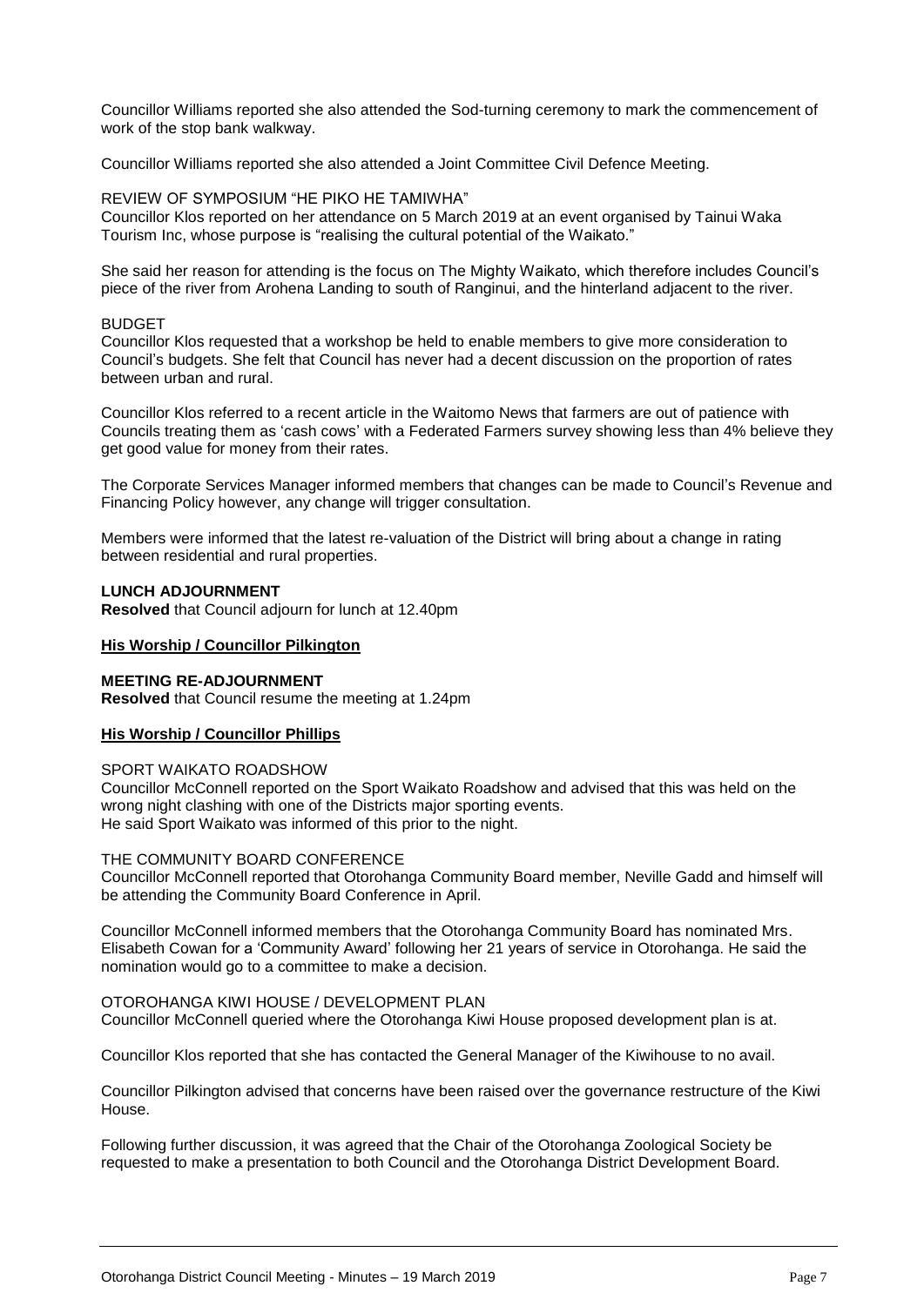Councillor Williams reported she also attended the Sod-turning ceremony to mark the commencement of work of the stop bank walkway.

Councillor Williams reported she also attended a Joint Committee Civil Defence Meeting.

REVIEW OF SYMPOSIUM "HE PIKO HE TAMIWHA"
Councillor Klos reported on her attendance on 5 March 2019 at an event organised by Tainui Waka Tourism Inc, whose purpose is "realising the cultural potential of the Waikato."

She said her reason for attending is the focus on The Mighty Waikato, which therefore includes Council's piece of the river from Arohena Landing to south of Ranginui, and the hinterland adjacent to the river.

BUDGET
Councillor Klos requested that a workshop be held to enable members to give more consideration to Council's budgets. She felt that Council has never had a decent discussion on the proportion of rates between urban and rural.

Councillor Klos referred to a recent article in the Waitomo News that farmers are out of patience with Councils treating them as 'cash cows' with a Federated Farmers survey showing less than 4% believe they get good value for money from their rates.

The Corporate Services Manager informed members that changes can be made to Council's Revenue and Financing Policy however, any change will trigger consultation.

Members were informed that the latest re-valuation of the District will bring about a change in rating between residential and rural properties.

**LUNCH ADJOURNMENT**
**Resolved** that Council adjourn for lunch at 12.40pm

**His Worship / Councillor Pilkington**

**MEETING RE-ADJOURNMENT**
**Resolved** that Council resume the meeting at 1.24pm

**His Worship / Councillor Phillips**

SPORT WAIKATO ROADSHOW
Councillor McConnell reported on the Sport Waikato Roadshow and advised that this was held on the wrong night clashing with one of the Districts major sporting events.
He said Sport Waikato was informed of this prior to the night.

THE COMMUNITY BOARD CONFERENCE
Councillor McConnell reported that Otorohanga Community Board member, Neville Gadd and himself will be attending the Community Board Conference in April.

Councillor McConnell informed members that the Otorohanga Community Board has nominated Mrs. Elisabeth Cowan for a 'Community Award' following her 21 years of service in Otorohanga. He said the nomination would go to a committee to make a decision.

OTOROHANGA KIWI HOUSE / DEVELOPMENT PLAN
Councillor McConnell queried where the Otorohanga Kiwi House proposed development plan is at.

Councillor Klos reported that she has contacted the General Manager of the Kiwihouse to no avail.

Councillor Pilkington advised that concerns have been raised over the governance restructure of the Kiwi House.

Following further discussion, it was agreed that the Chair of the Otorohanga Zoological Society be requested to make a presentation to both Council and the Otorohanga District Development Board.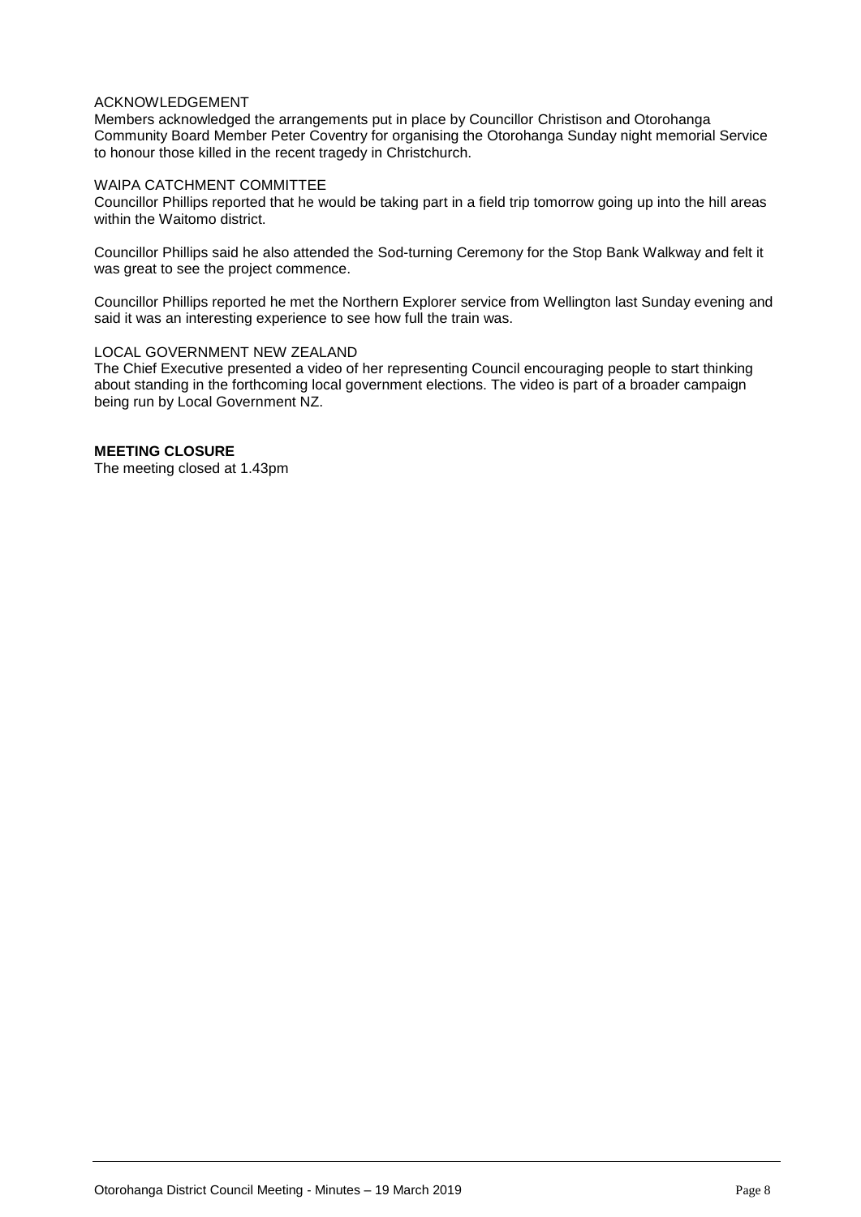ACKNOWLEDGEMENT

Members acknowledged the arrangements put in place by Councillor Christison and Otorohanga Community Board Member Peter Coventry for organising the Otorohanga Sunday night memorial Service to honour those killed in the recent tragedy in Christchurch.

WAIPA CATCHMENT COMMITTEE

Councillor Phillips reported that he would be taking part in a field trip tomorrow going up into the hill areas within the Waitomo district.

Councillor Phillips said he also attended the Sod-turning Ceremony for the Stop Bank Walkway and felt it was great to see the project commence.

Councillor Phillips reported he met the Northern Explorer service from Wellington last Sunday evening and said it was an interesting experience to see how full the train was.

LOCAL GOVERNMENT NEW ZEALAND

The Chief Executive presented a video of her representing Council encouraging people to start thinking about standing in the forthcoming local government elections. The video is part of a broader campaign being run by Local Government NZ.

**MEETING CLOSURE**

The meeting closed at 1.43pm